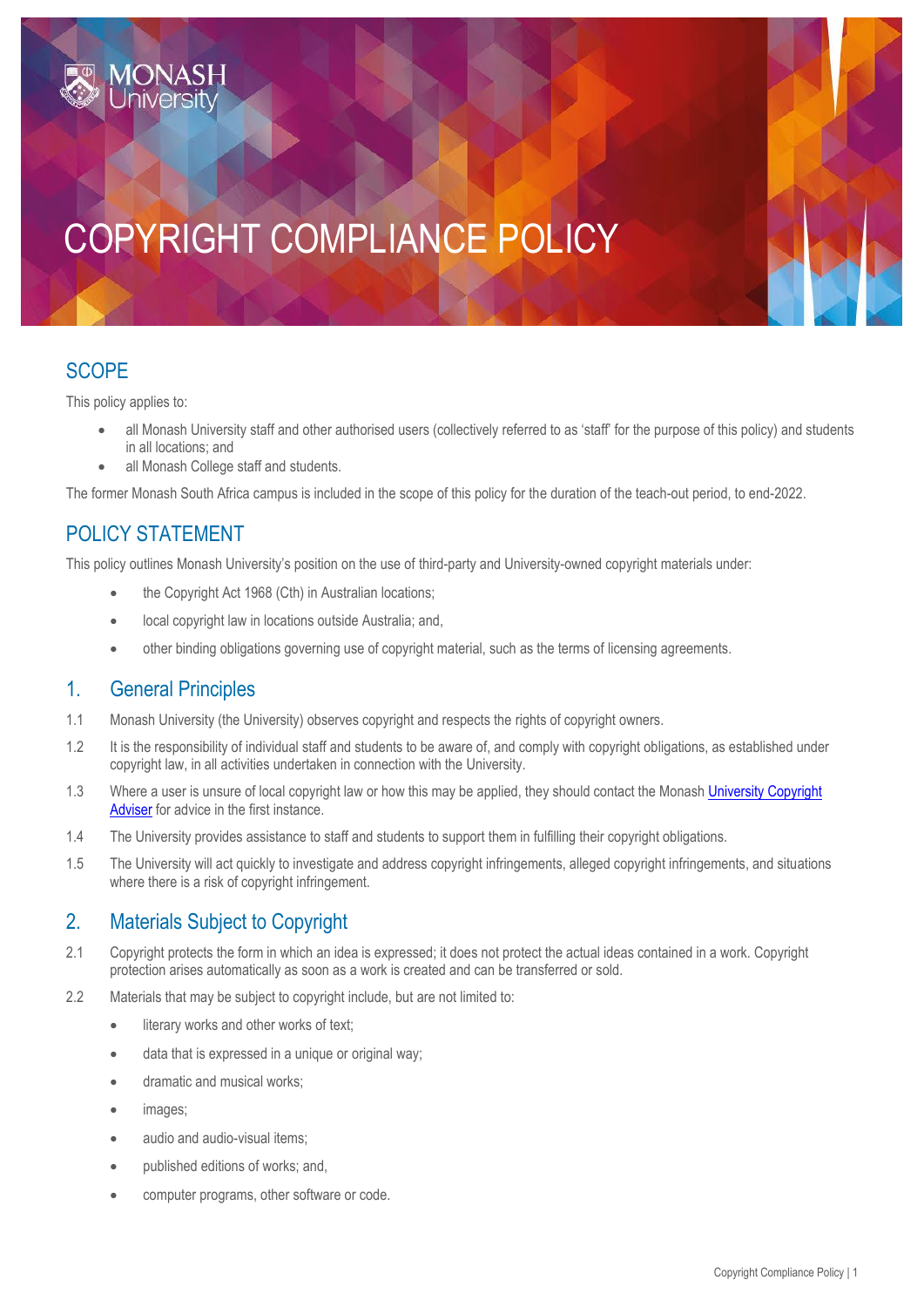# COPYRIGHT COMPLIANCE POLICY

## SCOPE

This policy applies to:

- all Monash University staff and other authorised users (collectively referred to as 'staff' for the purpose of this policy) and students in all locations; and
- all Monash College staff and students.

The former Monash South Africa campus is included in the scope of this policy for the duration of the teach-out period, to end-2022.

## POLICY STATEMENT

This policy outlines Monash University's position on the use of third-party and University-owned copyright materials under:

- the Copyright Act 1968 (Cth) in Australian locations;
- local copyright law in locations outside Australia; and,
- other binding obligations governing use of copyright material, such as the terms of licensing agreements.

## 1. General Principles

1.1 Monash University (the University) observes copyright and respects the rights of copyright owners.

1.2 It is the responsibility of individual staff and students to be aware of, and comply with copyright obligations, as established under copyright law, in all activities undertaken in connection with the University.

1.3 Where a user is unsure of local copyright law or how this may be applied, they should contact the Monash University Copyright Adviser for advice in the first instance.

1.4 The University provides assistance to staff and students to support them in fulfilling their copyright obligations.

1.5 The University will act quickly to investigate and address copyright infringements, alleged copyright infringements, and situations where there is a risk of copyright infringement.

## 2. Materials Subject to Copyright

2.1 Copyright protects the form in which an idea is expressed; it does not protect the actual ideas contained in a work. Copyright protection arises automatically as soon as a work is created and can be transferred or sold.

2.2 Materials that may be subject to copyright include, but are not limited to:

- literary works and other works of text;
- data that is expressed in a unique or original way;
- dramatic and musical works;
- images;
- audio and audio-visual items;
- published editions of works; and,
- computer programs, other software or code.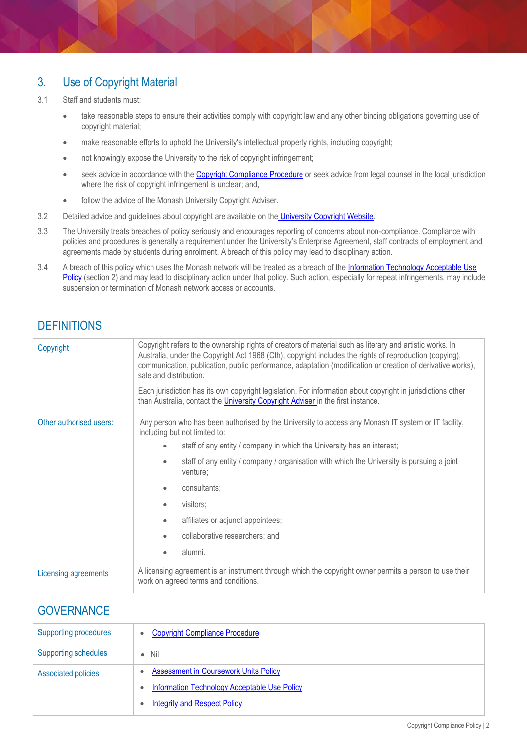## 3. Use of Copyright Material

3.1 Staff and students must:

- take reasonable steps to ensure their activities comply with copyright law and any other binding obligations governing use of copyright material;
- make reasonable efforts to uphold the University's intellectual property rights, including copyright;
- not knowingly expose the University to the risk of copyright infringement;
- seek advice in accordance with the Copyright Compliance Procedure or seek advice from legal counsel in the local jurisdiction where the risk of copyright infringement is unclear; and,
- follow the advice of the Monash University Copyright Adviser.

3.2 Detailed advice and guidelines about copyright are available on the University Copyright Website.

3.3 The University treats breaches of policy seriously and encourages reporting of concerns about non-compliance. Compliance with policies and procedures is generally a requirement under the University's Enterprise Agreement, staff contracts of employment and agreements made by students during enrolment. A breach of this policy may lead to disciplinary action.

3.4 A breach of this policy which uses the Monash network will be treated as a breach of the Information Technology Acceptable Use Policy (section 2) and may lead to disciplinary action under that policy. Such action, especially for repeat infringements, may include suspension or termination of Monash network access or accounts.

## DEFINITIONS

| | |
|---|---|
| Copyright | Copyright refers to the ownership rights of creators of material such as literary and artistic works. In Australia, under the Copyright Act 1968 (Cth), copyright includes the rights of reproduction (copying), communication, publication, public performance, adaptation (modification or creation of derivative works), sale and distribution.<br><br>Each jurisdiction has its own copyright legislation. For information about copyright in jurisdictions other than Australia, contact the University Copyright Adviser in the first instance. |
| Other authorised users: | Any person who has been authorised by the University to access any Monash IT system or IT facility, including but not limited to:<br>• staff of any entity / company in which the University has an interest;<br>• staff of any entity / company / organisation with which the University is pursuing a joint venture;<br>• consultants;<br>• visitors;<br>• affiliates or adjunct appointees;<br>• collaborative researchers; and<br>• alumni. |
| Licensing agreements | A licensing agreement is an instrument through which the copyright owner permits a person to use their work on agreed terms and conditions. |

## GOVERNANCE

| | |
|---|---|
| Supporting procedures | • Copyright Compliance Procedure |
| Supporting schedules | • Nil |
| Associated policies | • Assessment in Coursework Units Policy<br>• Information Technology Acceptable Use Policy<br>• Integrity and Respect Policy |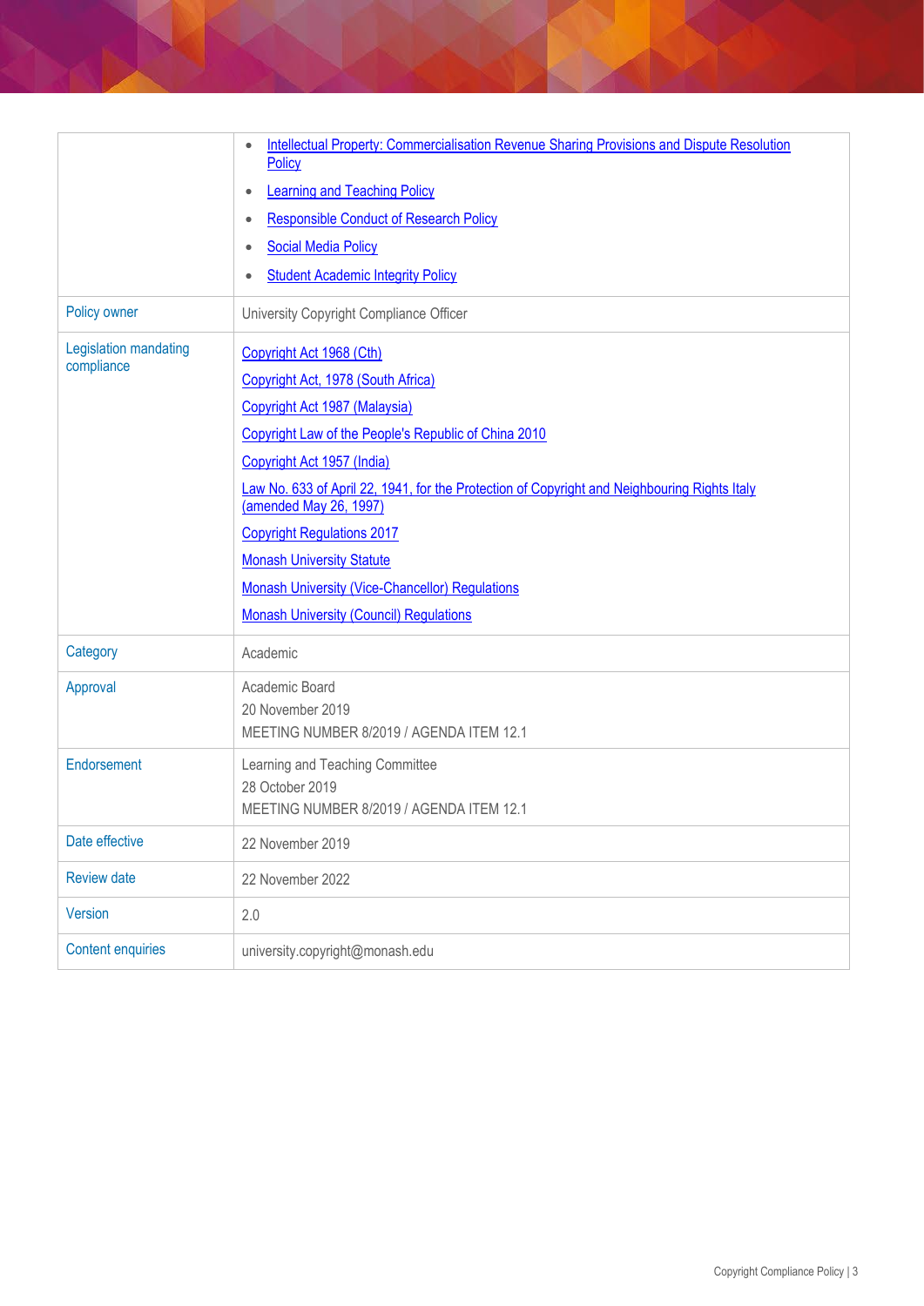| | |
|---|---|
| | • Intellectual Property: Commercialisation Revenue Sharing Provisions and Dispute Resolution Policy<br>• Learning and Teaching Policy<br>• Responsible Conduct of Research Policy<br>• Social Media Policy<br>• Student Academic Integrity Policy |
| Policy owner | University Copyright Compliance Officer |
| Legislation mandating compliance | Copyright Act 1968 (Cth)<br>Copyright Act, 1978 (South Africa)<br>Copyright Act 1987 (Malaysia)<br>Copyright Law of the People's Republic of China 2010<br>Copyright Act 1957 (India)<br>Law No. 633 of April 22, 1941, for the Protection of Copyright and Neighbouring Rights Italy (amended May 26, 1997)<br>Copyright Regulations 2017<br>Monash University Statute<br>Monash University (Vice-Chancellor) Regulations<br>Monash University (Council) Regulations |
| Category | Academic |
| Approval | Academic Board<br>20 November 2019<br>MEETING NUMBER 8/2019 / AGENDA ITEM 12.1 |
| Endorsement | Learning and Teaching Committee<br>28 October 2019<br>MEETING NUMBER 8/2019 / AGENDA ITEM 12.1 |
| Date effective | 22 November 2019 |
| Review date | 22 November 2022 |
| Version | 2.0 |
| Content enquiries | university.copyright@monash.edu |